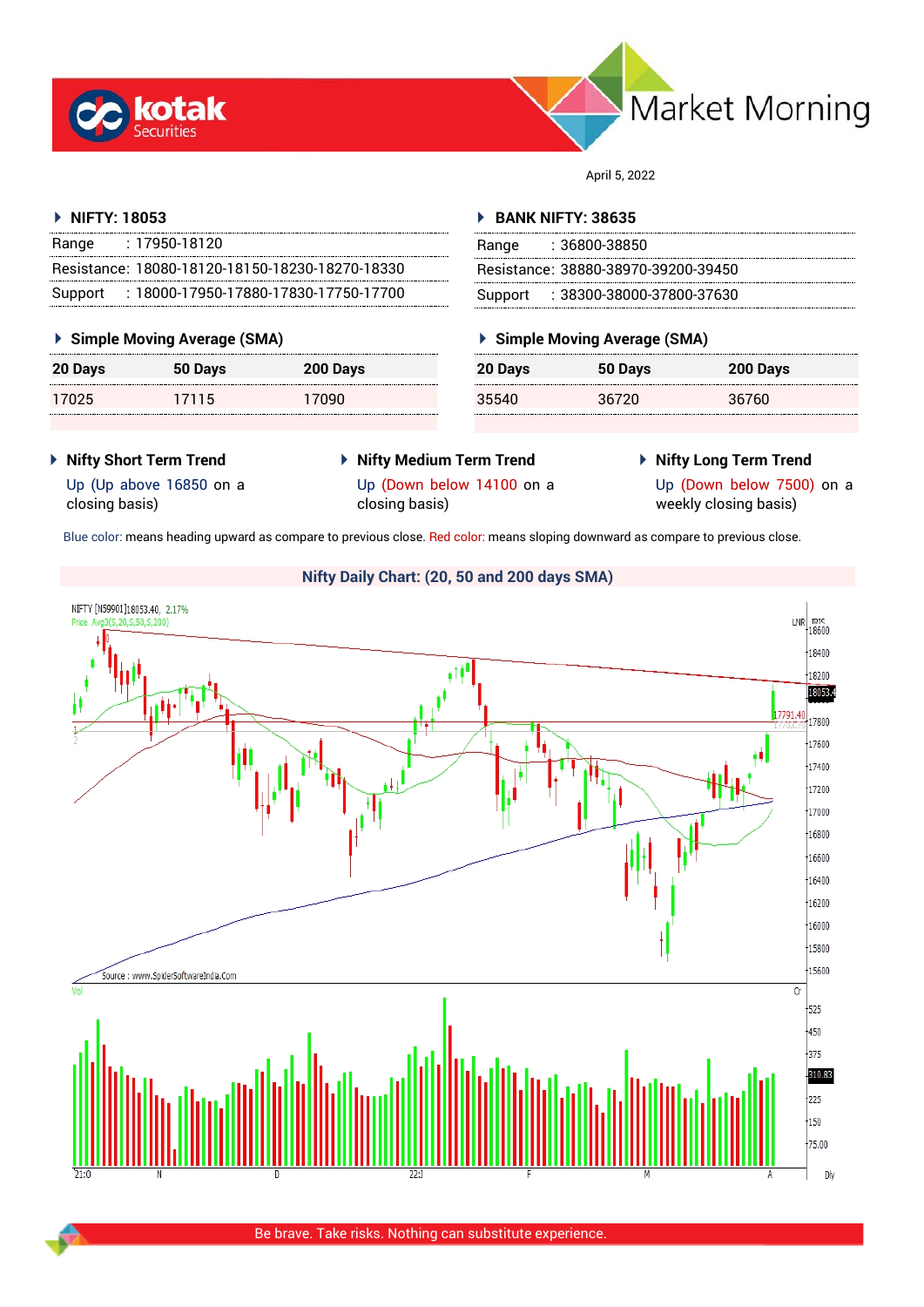# Market Morning

April 5, 2022

## NIFTY: 18053

| | |
|---|---|
| Range | : 17950-18120 |
| Resistance: | 18080-18120-18150-18230-18270-18330 |
| Support | : 18000-17950-17880-17830-17750-17700 |

### Simple Moving Average (SMA)

| 20 Days | 50 Days | 200 Days |
|---|---|---|
| 17025 | 17115 | 17090 |

## BANK NIFTY: 38635

| | |
|---|---|
| Range | : 36800-38850 |
| Resistance: | 38880-38970-39200-39450 |
| Support | : 38300-38000-37800-37630 |

### Simple Moving Average (SMA)

| 20 Days | 50 Days | 200 Days |
|---|---|---|
| 35540 | 36720 | 36760 |

### Nifty Short Term Trend

Up (Up above 16850 on a closing basis)

### Nifty Medium Term Trend

Up (Down below 14100 on a closing basis)

### Nifty Long Term Trend

Up (Down below 7500) on a weekly closing basis)

Blue color: means heading upward as compare to previous close. Red color: means sloping downward as compare to previous close.

### Nifty Daily Chart: (20, 50 and 200 days SMA)

Be brave. Take risks. Nothing can substitute experience.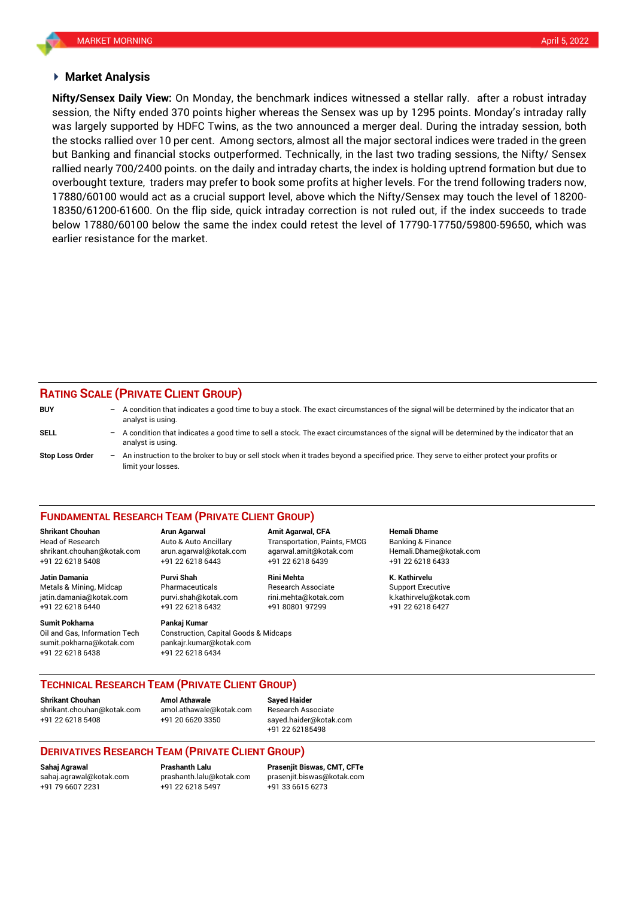## Market Analysis

**Nifty/Sensex Daily View:** On Monday, the benchmark indices witnessed a stellar rally. after a robust intraday session, the Nifty ended 370 points higher whereas the Sensex was up by 1295 points. Monday's intraday rally was largely supported by HDFC Twins, as the two announced a merger deal. During the intraday session, both the stocks rallied over 10 per cent. Among sectors, almost all the major sectoral indices were traded in the green but Banking and financial stocks outperformed. Technically, in the last two trading sessions, the Nifty/ Sensex rallied nearly 700/2400 points. on the daily and intraday charts, the index is holding uptrend formation but due to overbought texture, traders may prefer to book some profits at higher levels. For the trend following traders now, 17880/60100 would act as a crucial support level, above which the Nifty/Sensex may touch the level of 18200-18350/61200-61600. On the flip side, quick intraday correction is not ruled out, if the index succeeds to trade below 17880/60100 below the same the index could retest the level of 17790-17750/59800-59650, which was earlier resistance for the market.

## RATING SCALE (PRIVATE CLIENT GROUP)

**BUY** – A condition that indicates a good time to buy a stock. The exact circumstances of the signal will be determined by the indicator that an analyst is using.

**SELL** – A condition that indicates a good time to sell a stock. The exact circumstances of the signal will be determined by the indicator that an analyst is using.

**Stop Loss Order** – An instruction to the broker to buy or sell stock when it trades beyond a specified price. They serve to either protect your profits or limit your losses.

## FUNDAMENTAL RESEARCH TEAM (PRIVATE CLIENT GROUP)

**Shrikant Chouhan**
Head of Research
shrikant.chouhan@kotak.com
+91 22 6218 5408

**Arun Agarwal**
Auto & Auto Ancillary
arun.agarwal@kotak.com
+91 22 6218 6443

**Amit Agarwal, CFA**
Transportation, Paints, FMCG
agarwal.amit@kotak.com
+91 22 6218 6439

**Hemali Dhame**
Banking & Finance
Hemali.Dhame@kotak.com
+91 22 6218 6433

**Jatin Damania**
Metals & Mining, Midcap
jatin.damania@kotak.com
+91 22 6218 6440

**Purvi Shah**
Pharmaceuticals
purvi.shah@kotak.com
+91 22 6218 6432

**Rini Mehta**
Research Associate
rini.mehta@kotak.com
+91 80801 97299

**K. Kathirvelu**
Support Executive
k.kathirvelu@kotak.com
+91 22 6218 6427

**Sumit Pokharna**
Oil and Gas, Information Tech
sumit.pokharna@kotak.com
+91 22 6218 6438

**Pankaj Kumar**
Construction, Capital Goods & Midcaps
pankajr.kumar@kotak.com
+91 22 6218 6434

## TECHNICAL RESEARCH TEAM (PRIVATE CLIENT GROUP)

**Shrikant Chouhan**
shrikant.chouhan@kotak.com
+91 22 6218 5408

**Amol Athawale**
amol.athawale@kotak.com
+91 20 6620 3350

**Sayed Haider**
Research Associate
sayed.haider@kotak.com
+91 22 62185498

## DERIVATIVES RESEARCH TEAM (PRIVATE CLIENT GROUP)

**Sahaj Agrawal**
sahaj.agrawal@kotak.com
+91 79 6607 2231

**Prashanth Lalu**
prashanth.lalu@kotak.com
+91 22 6218 5497

**Prasenjit Biswas, CMT, CFTe**
prasenjit.biswas@kotak.com
+91 33 6615 6273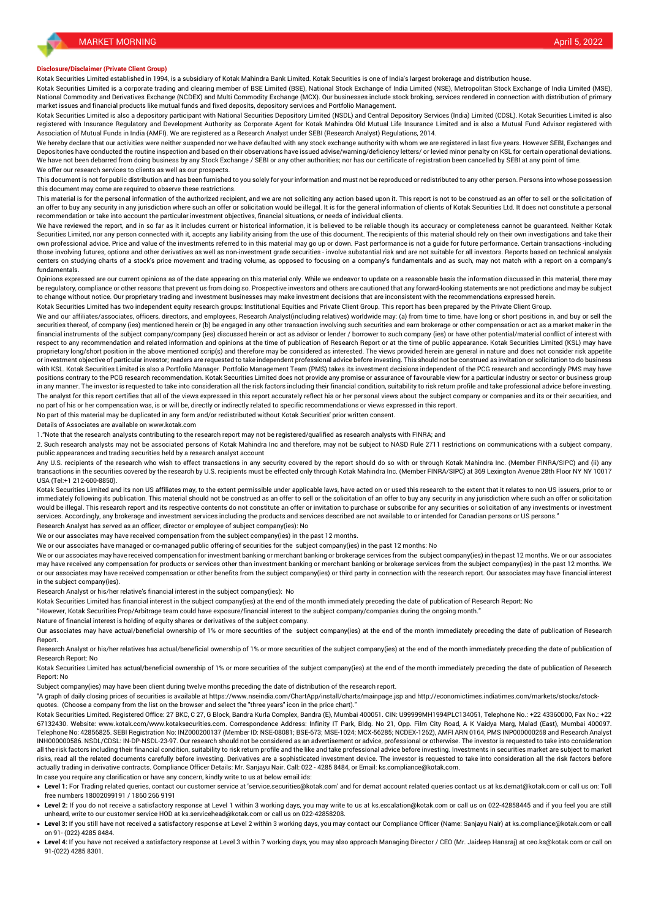**Disclosure/Disclaimer (Private Client Group)**

Kotak Securities Limited established in 1994, is a subsidiary of Kotak Mahindra Bank Limited. Kotak Securities is one of India's largest brokerage and distribution house.

Kotak Securities Limited is a corporate trading and clearing member of BSE Limited (BSE), National Stock Exchange of India Limited (NSE), Metropolitan Stock Exchange of India Limited (MSE), National Commodity and Derivatives Exchange (NCDEX) and Multi Commodity Exchange (MCX). Our businesses include stock broking, services rendered in connection with distribution of primary market issues and financial products like mutual funds and fixed deposits, depository services and Portfolio Management.

Kotak Securities Limited is also a depository participant with National Securities Depository Limited (NSDL) and Central Depository Services (India) Limited (CDSL). Kotak Securities Limited is also registered with Insurance Regulatory and Development Authority as Corporate Agent for Kotak Mahindra Old Mutual Life Insurance Limited and is also a Mutual Fund Advisor registered with Association of Mutual Funds in India (AMFI). We are registered as a Research Analyst under SEBI (Research Analyst) Regulations, 2014.

We hereby declare that our activities were neither suspended nor we have defaulted with any stock exchange authority with whom we are registered in last five years. However SEBI, Exchanges and Depositories have conducted the routine inspection and based on their observations have issued advise/warning/deficiency letters/ or levied minor penalty on KSL for certain operational deviations. We have not been debarred from doing business by any Stock Exchange / SEBI or any other authorities; nor has our certificate of registration been cancelled by SEBI at any point of time.

We offer our research services to clients as well as our prospects.

This document is not for public distribution and has been furnished to you solely for your information and must not be reproduced or redistributed to any other person. Persons into whose possession this document may come are required to observe these restrictions.

This material is for the personal information of the authorized recipient, and we are not soliciting any action based upon it. This report is not to be construed as an offer to sell or the solicitation of an offer to buy any security in any jurisdiction where such an offer or solicitation would be illegal. It is for the general information of clients of Kotak Securities Ltd. It does not constitute a personal recommendation or take into account the particular investment objectives, financial situations, or needs of individual clients.

We have reviewed the report, and in so far as it includes current or historical information, it is believed to be reliable though its accuracy or completeness cannot be guaranteed. Neither Kotak Securities Limited, nor any person connected with it, accepts any liability arising from the use of this document. The recipients of this material should rely on their own investigations and take their own professional advice. Price and value of the investments referred to in this material may go up or down. Past performance is not a guide for future performance. Certain transactions -including those involving futures, options and other derivatives as well as non-investment grade securities - involve substantial risk and are not suitable for all investors. Reports based on technical analysis centers on studying charts of a stock's price movement and trading volume, as opposed to focusing on a company's fundamentals and as such, may not match with a report on a company's fundamentals.

Opinions expressed are our current opinions as of the date appearing on this material only. While we endeavor to update on a reasonable basis the information discussed in this material, there may be regulatory, compliance or other reasons that prevent us from doing so. Prospective investors and others are cautioned that any forward-looking statements are not predictions and may be subject to change without notice. Our proprietary trading and investment businesses may make investment decisions that are inconsistent with the recommendations expressed herein.

Kotak Securities Limited has two independent equity research groups: Institutional Equities and Private Client Group. This report has been prepared by the Private Client Group.

We and our affiliates/associates, officers, directors, and employees, Research Analyst(including relatives) worldwide may: (a) from time to time, have long or short positions in, and buy or sell the securities thereof, of company (ies) mentioned herein or (b) be engaged in any other transaction involving such securities and earn brokerage or other compensation or act as a market maker in the financial instruments of the subject company/company (ies) discussed herein or act as advisor or lender / borrower to such company (ies) or have other potential/material conflict of interest with respect to any recommendation and related information and opinions at the time of publication of Research Report or at the time of public appearance. Kotak Securities Limited (KSL) may have proprietary long/short position in the above mentioned scrip(s) and therefore may be considered as interested. The views provided herein are general in nature and does not consider risk appetite or investment objective of particular investor; readers are requested to take independent professional advice before investing. This should not be construed as invitation or solicitation to do business with KSL. Kotak Securities Limited is also a Portfolio Manager. Portfolio Management Team (PMS) takes its investment decisions independent of the PCG research and accordingly PMS may have positions contrary to the PCG research recommendation. Kotak Securities Limited does not provide any promise or assurance of favourable view for a particular industry or sector or business group in any manner. The investor is requested to take into consideration all the risk factors including their financial condition, suitability to risk return profile and take professional advice before investing.

The analyst for this report certifies that all of the views expressed in this report accurately reflect his or her personal views about the subject company or companies and its or their securities, and no part of his or her compensation was, is or will be, directly or indirectly related to specific recommendations or views expressed in this report.

No part of this material may be duplicated in any form and/or redistributed without Kotak Securities' prior written consent.

Details of Associates are available on www.kotak.com

1."Note that the research analysts contributing to the research report may not be registered/qualified as research analysts with FINRA; and

2. Such research analysts may not be associated persons of Kotak Mahindra Inc and therefore, may not be subject to NASD Rule 2711 restrictions on communications with a subject company, public appearances and trading securities held by a research analyst account

Any U.S. recipients of the research who wish to effect transactions in any security covered by the report should do so with or through Kotak Mahindra Inc. (Member FINRA/SIPC) and (ii) any transactions in the securities covered by the research by U.S. recipients must be effected only through Kotak Mahindra Inc. (Member FINRA/SIPC) at 369 Lexington Avenue 28th Floor NY NY 10017 USA (Tel:+1 212-600-8850).

Kotak Securities Limited and its non US affiliates may, to the extent permissible under applicable laws, have acted on or used this research to the extent that it relates to non US issuers, prior to or immediately following its publication. This material should not be construed as an offer to sell or the solicitation of an offer to buy any security in any jurisdiction where such an offer or solicitation would be illegal. This research report and its respective contents do not constitute an offer or invitation to purchase or subscribe for any securities or solicitation of any investments or investment services. Accordingly, any brokerage and investment services including the products and services described are not available to or intended for Canadian persons or US persons."

Research Analyst has served as an officer, director or employee of subject company(ies): No

We or our associates may have received compensation from the subject company(ies) in the past 12 months.

We or our associates have managed or co-managed public offering of securities for the subject company(ies) in the past 12 months: No

We or our associates may have received compensation for investment banking or merchant banking or brokerage services from the subject company(ies) in the past 12 months. We or our associates may have received any compensation for products or services other than investment banking or merchant banking or brokerage services from the subject company(ies) in the past 12 months. We or our associates may have received compensation or other benefits from the subject company(ies) or third party in connection with the research report. Our associates may have financial interest in the subject company(ies).

Research Analyst or his/her relative's financial interest in the subject company(ies): No

Kotak Securities Limited has financial interest in the subject company(ies) at the end of the month immediately preceding the date of publication of Research Report: No

"However, Kotak Securities Prop/Arbitrage team could have exposure/financial interest to the subject company/companies during the ongoing month."

Nature of financial interest is holding of equity shares or derivatives of the subject company.

Our associates may have actual/beneficial ownership of 1% or more securities of the subject company(ies) at the end of the month immediately preceding the date of publication of Research Report.

Research Analyst or his/her relatives has actual/beneficial ownership of 1% or more securities of the subject company(ies) at the end of the month immediately preceding the date of publication of Research Report: No

Kotak Securities Limited has actual/beneficial ownership of 1% or more securities of the subject company(ies) at the end of the month immediately preceding the date of publication of Research Report: No

Subject company(ies) may have been client during twelve months preceding the date of distribution of the research report.

"A graph of daily closing prices of securities is available at https://www.nseindia.com/ChartApp/install/charts/mainpage.jsp and http://economictimes.indiatimes.com/markets/stocks/stock-quotes. (Choose a company from the list on the browser and select the "three years" icon in the price chart)."

Kotak Securities Limited. Registered Office: 27 BKC, C 27, G Block, Bandra Kurla Complex, Bandra (E), Mumbai 400051. CIN: U99999MH1994PLC134051, Telephone No.: +22 43360000, Fax No.: +22 67132430. Website: www.kotak.com/www.kotaksecurities.com. Correspondence Address: Infinity IT Park, Bldg. No 21, Opp. Film City Road, A K Vaidya Marg, Malad (East), Mumbai 400097. Telephone No: 42856825. SEBI Registration No: INZ000200137 (Member ID: NSE-08081; BSE-673; MSE-1024; MCX-56285; NCDEX-1262), AMFI ARN 0164, PMS INP000000258 and Research Analyst INH000000586. NSDL/CDSL: IN-DP-NSDL-23-97. Our research should not be considered as an advertisement or advice, professional or otherwise. The investor is requested to take into consideration all the risk factors including their financial condition, suitability to risk return profile and the like and take professional advice before investing. Investments in securities market are subject to market risks, read all the related documents carefully before investing. Derivatives are a sophisticated investment device. The investor is requested to take into consideration all the risk factors before actually trading in derivative contracts. Compliance Officer Details: Mr. Sanjayu Nair. Call: 022 - 4285 8484, or Email: ks.compliance@kotak.com.

In case you require any clarification or have any concern, kindly write to us at below email ids:

- **Level 1:** For Trading related queries, contact our customer service at 'service.securities@kotak.com' and for demat account related queries contact us at ks.demat@kotak.com or call us on: Toll free numbers 18002099191 / 1860 266 9191
- **Level 2:** If you do not receive a satisfactory response at Level 1 within 3 working days, you may write to us at ks.escalation@kotak.com or call us on 022-42858445 and if you feel you are still unheard, write to our customer service HOD at ks.servicehead@kotak.com or call us on 022-42858208.
- **Level 3:** If you still have not received a satisfactory response at Level 2 within 3 working days, you may contact our Compliance Officer (Name: Sanjayu Nair) at ks.compliance@kotak.com or call on 91- (022) 4285 8484.
- **Level 4:** If you have not received a satisfactory response at Level 3 within 7 working days, you may also approach Managing Director / CEO (Mr. Jaideep Hansraj) at ceo.ks@kotak.com or call on 91-(022) 4285 8301.